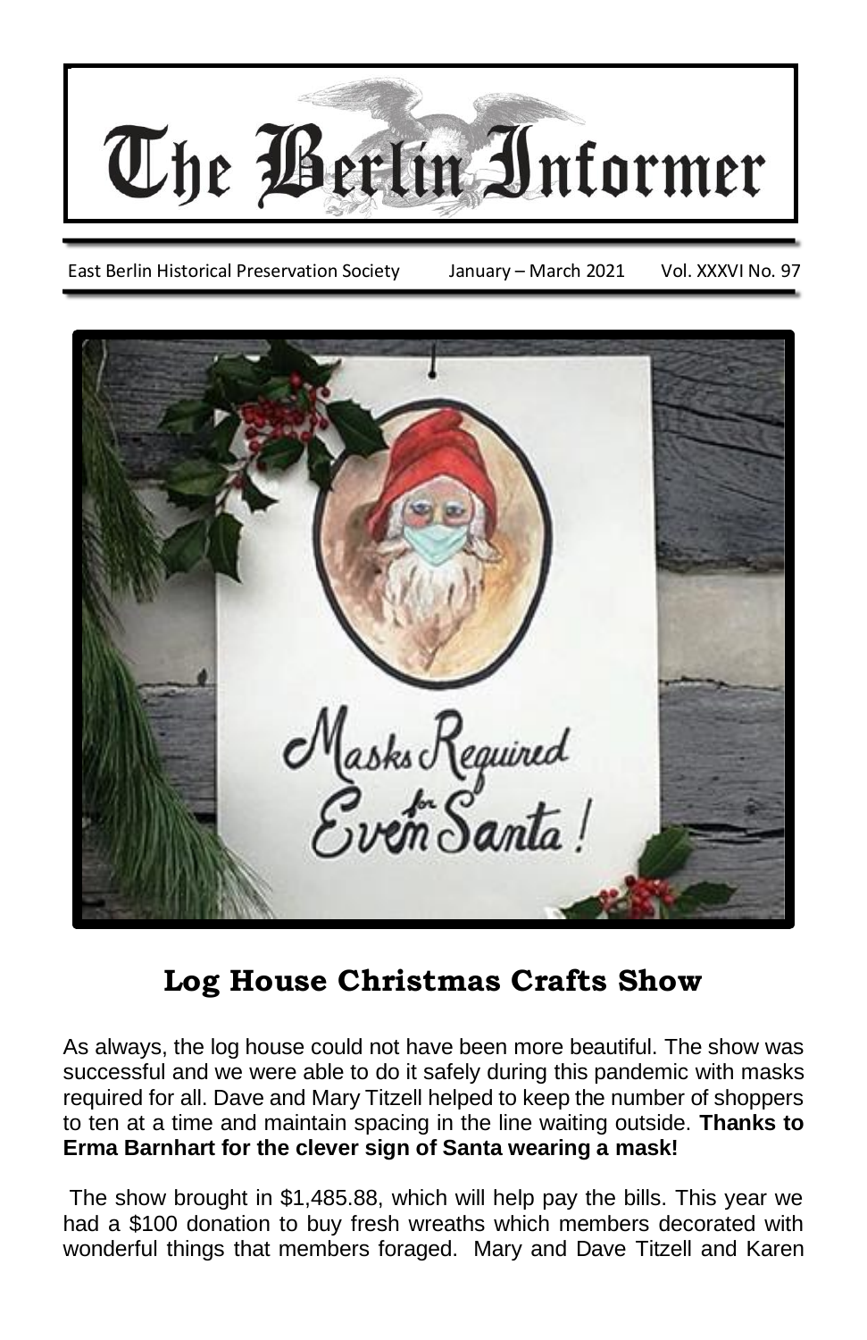# The Berlin Informer

East Berlin Historical Preservation Society | January – March 2021 | Vol. XXXVI No. 97

## Log House Christmas Crafts Show

As always, the log house could not have been more beautiful. The show was successful and we were able to do it safely during this pandemic with masks required for all. Dave and Mary Titzell helped to keep the number of shoppers to ten at a time and maintain spacing in the line waiting outside. **Thanks to Erma Barnhart for the clever sign of Santa wearing a mask!**

The show brought in $1,485.88, which will help pay the bills. This year we had a $100 donation to buy fresh wreaths which members decorated with wonderful things that members foraged. Mary and Dave Titzell and Karen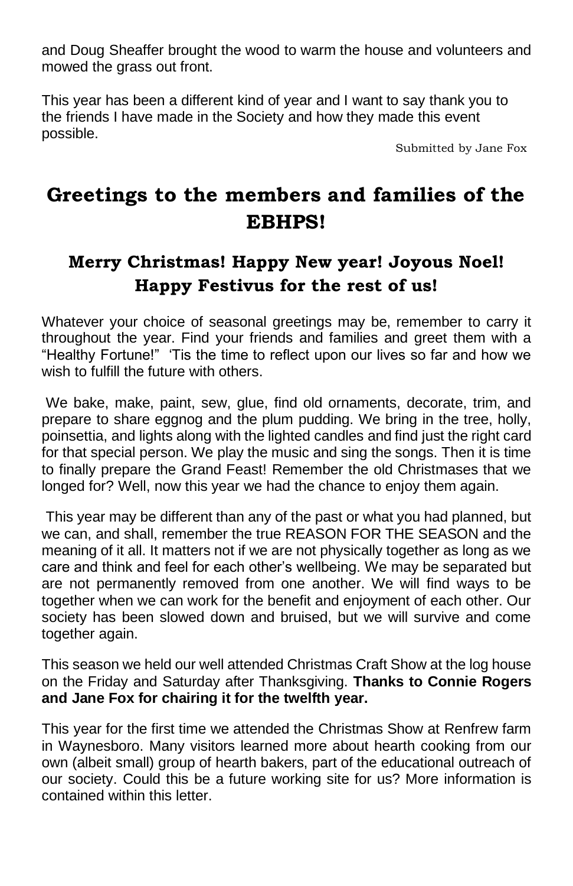and Doug Sheaffer brought the wood to warm the house and volunteers and mowed the grass out front.

This year has been a different kind of year and I want to say thank you to the friends I have made in the Society and how they made this event possible.

Submitted by Jane Fox

# Greetings to the members and families of the EBHPS!

## Merry Christmas! Happy New year! Joyous Noel! Happy Festivus for the rest of us!

Whatever your choice of seasonal greetings may be, remember to carry it throughout the year. Find your friends and families and greet them with a "Healthy Fortune!" 'Tis the time to reflect upon our lives so far and how we wish to fulfill the future with others.

We bake, make, paint, sew, glue, find old ornaments, decorate, trim, and prepare to share eggnog and the plum pudding. We bring in the tree, holly, poinsettia, and lights along with the lighted candles and find just the right card for that special person. We play the music and sing the songs. Then it is time to finally prepare the Grand Feast! Remember the old Christmases that we longed for? Well, now this year we had the chance to enjoy them again.

This year may be different than any of the past or what you had planned, but we can, and shall, remember the true REASON FOR THE SEASON and the meaning of it all. It matters not if we are not physically together as long as we care and think and feel for each other's wellbeing. We may be separated but are not permanently removed from one another. We will find ways to be together when we can work for the benefit and enjoyment of each other. Our society has been slowed down and bruised, but we will survive and come together again.

This season we held our well attended Christmas Craft Show at the log house on the Friday and Saturday after Thanksgiving. **Thanks to Connie Rogers and Jane Fox for chairing it for the twelfth year.**

This year for the first time we attended the Christmas Show at Renfrew farm in Waynesboro. Many visitors learned more about hearth cooking from our own (albeit small) group of hearth bakers, part of the educational outreach of our society. Could this be a future working site for us? More information is contained within this letter.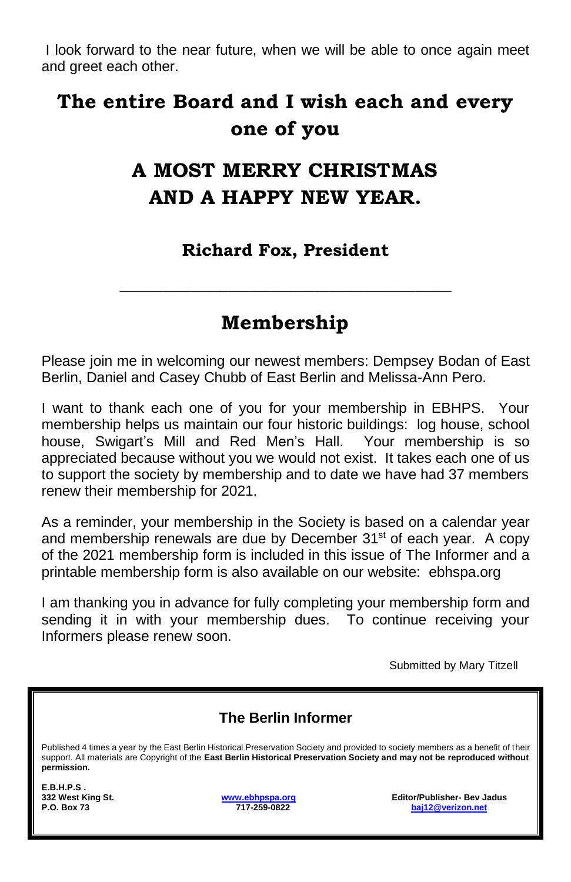I look forward to the near future, when we will be able to once again meet and greet each other.

## The entire Board and I wish each and every one of you

## A MOST MERRY CHRISTMAS AND A HAPPY NEW YEAR.

**Richard Fox, President**

---

## Membership

Please join me in welcoming our newest members: Dempsey Bodan of East Berlin, Daniel and Casey Chubb of East Berlin and Melissa-Ann Pero.

I want to thank each one of you for your membership in EBHPS. Your membership helps us maintain our four historic buildings: log house, school house, Swigart's Mill and Red Men's Hall. Your membership is so appreciated because without you we would not exist. It takes each one of us to support the society by membership and to date we have had 37 members renew their membership for 2021.

As a reminder, your membership in the Society is based on a calendar year and membership renewals are due by December 31st of each year. A copy of the 2021 membership form is included in this issue of The Informer and a printable membership form is also available on our website: ebhspa.org

I am thanking you in advance for fully completing your membership form and sending it in with your membership dues. To continue receiving your Informers please renew soon.

Submitted by Mary Titzell

---

**The Berlin Informer**

Published 4 times a year by the East Berlin Historical Preservation Society and provided to society members as a benefit of their support. All materials are Copyright of the **East Berlin Historical Preservation Society and may not be reproduced without permission.**

**E.B.H.P.S .**
**332 West King St.**
**P.O. Box 73**

**www.ebhpspa.org**
**717-259-0822**

**Editor/Publisher- Bev Jadus**
**baj12@verizon.net**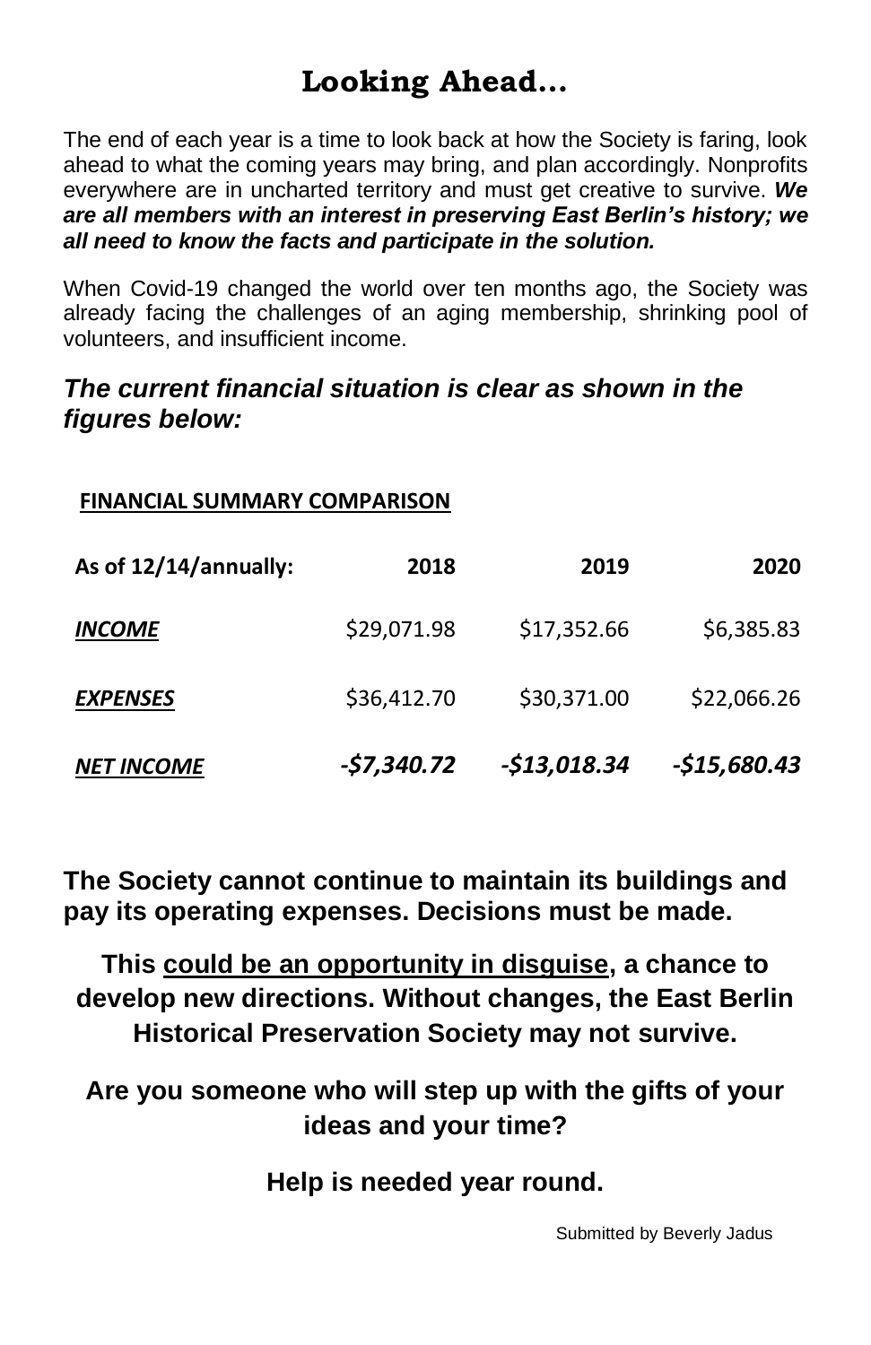# Looking Ahead…

The end of each year is a time to look back at how the Society is faring, look ahead to what the coming years may bring, and plan accordingly. Nonprofits everywhere are in uncharted territory and must get creative to survive. ***We are all members with an interest in preserving East Berlin's history; we all need to know the facts and participate in the solution.***

When Covid-19 changed the world over ten months ago, the Society was already facing the challenges of an aging membership, shrinking pool of volunteers, and insufficient income.

## *The current financial situation is clear as shown in the figures below:*

**FINANCIAL SUMMARY COMPARISON**

| As of 12/14/annually: | 2018 | 2019 | 2020 |
|---|---|---|---|
| ***INCOME*** | $29,071.98 | $17,352.66 | $6,385.83 |
| ***EXPENSES*** | $36,412.70 | $30,371.00 | $22,066.26 |
| ***NET INCOME*** | ***-$7,340.72*** | ***-$13,018.34*** | ***-$15,680.43*** |

**The Society cannot continue to maintain its buildings and pay its operating expenses. Decisions must be made.**

**This could be an opportunity in disguise, a chance to develop new directions. Without changes, the East Berlin Historical Preservation Society may not survive.**

**Are you someone who will step up with the gifts of your ideas and your time?**

**Help is needed year round.**

Submitted by Beverly Jadus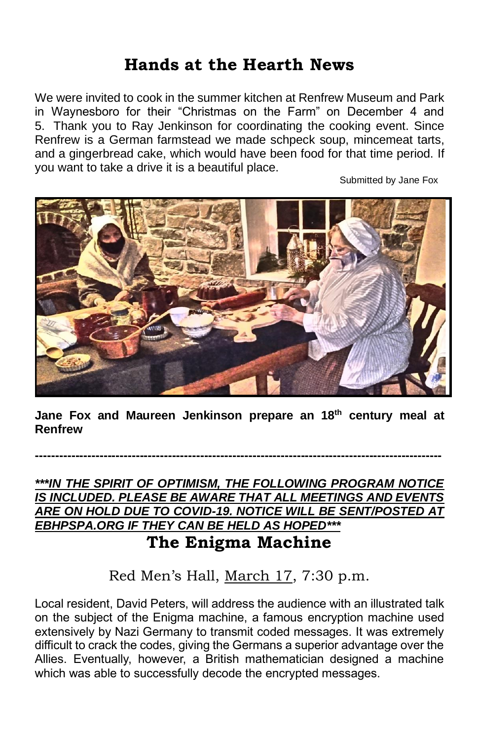# Hands at the Hearth News

We were invited to cook in the summer kitchen at Renfrew Museum and Park in Waynesboro for their "Christmas on the Farm" on December 4 and 5. Thank you to Ray Jenkinson for coordinating the cooking event. Since Renfrew is a German farmstead we made schpeck soup, mincemeat tarts, and a gingerbread cake, which would have been food for that time period. If you want to take a drive it is a beautiful place.

Submitted by Jane Fox

**Jane Fox and Maureen Jenkinson prepare an 18th century meal at Renfrew**

---

***\*\*\*IN THE SPIRIT OF OPTIMISM, THE FOLLOWING PROGRAM NOTICE IS INCLUDED. PLEASE BE AWARE THAT ALL MEETINGS AND EVENTS ARE ON HOLD DUE TO COVID-19. NOTICE WILL BE SENT/POSTED AT EBHPSPA.ORG IF THEY CAN BE HELD AS HOPED\*\*\****

# The Enigma Machine

Red Men's Hall, March 17, 7:30 p.m.

Local resident, David Peters, will address the audience with an illustrated talk on the subject of the Enigma machine, a famous encryption machine used extensively by Nazi Germany to transmit coded messages. It was extremely difficult to crack the codes, giving the Germans a superior advantage over the Allies. Eventually, however, a British mathematician designed a machine which was able to successfully decode the encrypted messages.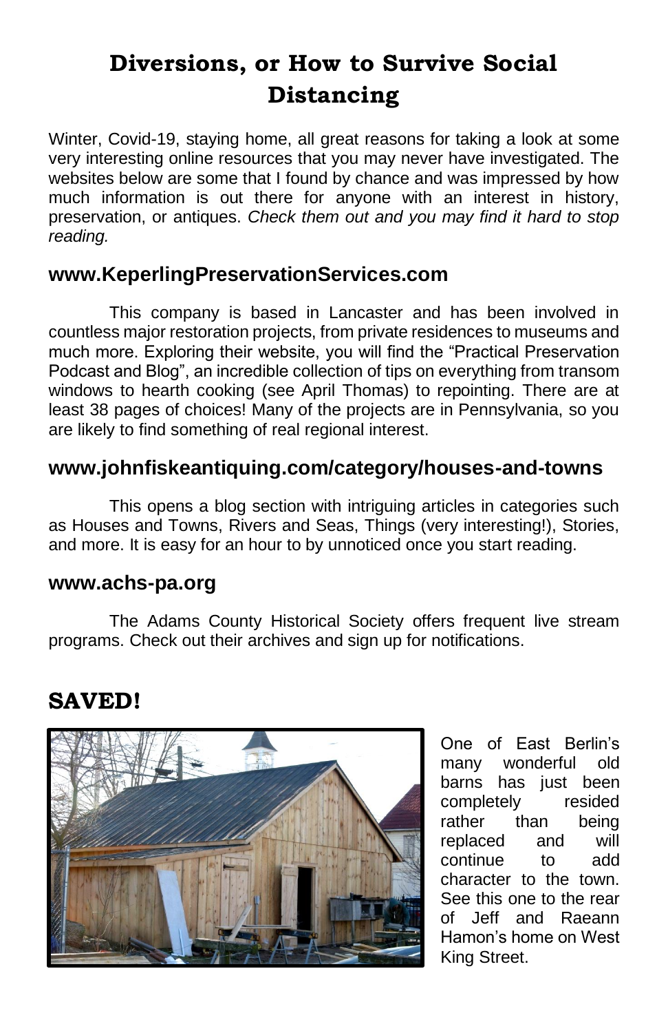# Diversions, or How to Survive Social Distancing

Winter, Covid-19, staying home, all great reasons for taking a look at some very interesting online resources that you may never have investigated. The websites below are some that I found by chance and was impressed by how much information is out there for anyone with an interest in history, preservation, or antiques. *Check them out and you may find it hard to stop reading.*

## www.KeperlingPreservationServices.com

This company is based in Lancaster and has been involved in countless major restoration projects, from private residences to museums and much more. Exploring their website, you will find the "Practical Preservation Podcast and Blog", an incredible collection of tips on everything from transom windows to hearth cooking (see April Thomas) to repointing. There are at least 38 pages of choices! Many of the projects are in Pennsylvania, so you are likely to find something of real regional interest.

## www.johnfiskeantiquing.com/category/houses-and-towns

This opens a blog section with intriguing articles in categories such as Houses and Towns, Rivers and Seas, Things (very interesting!), Stories, and more. It is easy for an hour to by unnoticed once you start reading.

## www.achs-pa.org

The Adams County Historical Society offers frequent live stream programs. Check out their archives and sign up for notifications.

# SAVED!

One of East Berlin's many wonderful old barns has just been completely resided rather than being replaced and will continue to add character to the town. See this one to the rear of Jeff and Raeann Hamon's home on West King Street.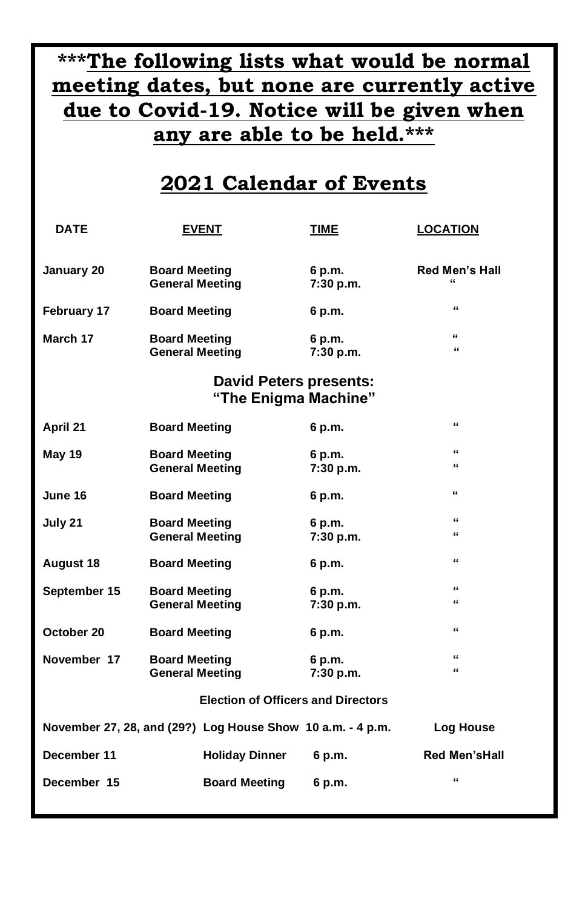**\*\*\*The following lists what would be normal meeting dates, but none are currently active due to Covid-19. Notice will be given when any are able to be held.\*\*\***

# 2021 Calendar of Events

| DATE | EVENT | TIME | LOCATION |
|---|---|---|---|
| January 20 | Board Meeting | 6 p.m. | Red Men's Hall |
| | General Meeting | 7:30 p.m. | " |
| February 17 | Board Meeting | 6 p.m. | " |
| March 17 | Board Meeting | 6 p.m. | " |
| | General Meeting | 7:30 p.m. | " |
| | **David Peters presents: "The Enigma Machine"** | | |
| April 21 | Board Meeting | 6 p.m. | " |
| May 19 | Board Meeting | 6 p.m. | " |
| | General Meeting | 7:30 p.m. | " |
| June 16 | Board Meeting | 6 p.m. | " |
| July 21 | Board Meeting | 6 p.m. | " |
| | General Meeting | 7:30 p.m. | " |
| August 18 | Board Meeting | 6 p.m. | " |
| September 15 | Board Meeting | 6 p.m. | " |
| | General Meeting | 7:30 p.m. | " |
| October 20 | Board Meeting | 6 p.m. | " |
| November 17 | Board Meeting | 6 p.m. | " |
| | General Meeting | 7:30 p.m. | " |
| | **Election of Officers and Directors** | | |
| November 27, 28, and (29?) | Log House Show | 10 a.m. - 4 p.m. | Log House |
| December 11 | Holiday Dinner | 6 p.m. | Red Men'sHall |
| December 15 | Board Meeting | 6 p.m. | " |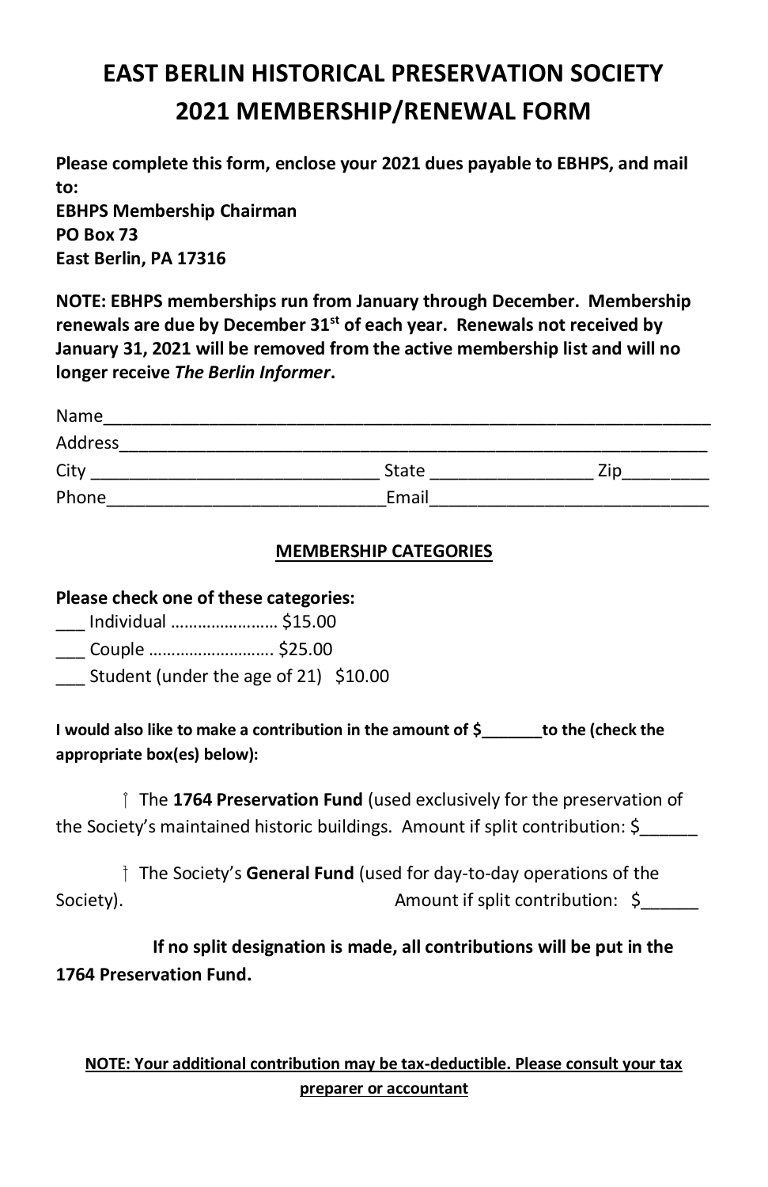# EAST BERLIN HISTORICAL PRESERVATION SOCIETY
# 2021 MEMBERSHIP/RENEWAL FORM

**Please complete this form, enclose your 2021 dues payable to EBHPS, and mail to:**
**EBHPS Membership Chairman**
**PO Box 73**
**East Berlin, PA 17316**

**NOTE: EBHPS memberships run from January through December. Membership renewals are due by December 31st of each year. Renewals not received by January 31, 2021 will be removed from the active membership list and will no longer receive *The Berlin Informer*.**

Name_______________________________________________________________

Address_____________________________________________________________

City ______________________________ State ________________ Zip_________

Phone_____________________________Email_____________________________

**<u>MEMBERSHIP CATEGORIES</u>**

**Please check one of these categories:**

___ Individual …………………… $15.00

___ Couple ………………………. $25.00

___ Student (under the age of 21)   $10.00

**I would also like to make a contribution in the amount of $_______to the (check the appropriate box(es) below):**

☐ The **1764 Preservation Fund** (used exclusively for the preservation of the Society's maintained historic buildings. Amount if split contribution: $______

☐ The Society's **General Fund** (used for day-to-day operations of the Society). Amount if split contribution: $______

**If no split designation is made, all contributions will be put in the 1764 Preservation Fund.**

**<u>NOTE: Your additional contribution may be tax-deductible. Please consult your tax preparer or accountant</u>**